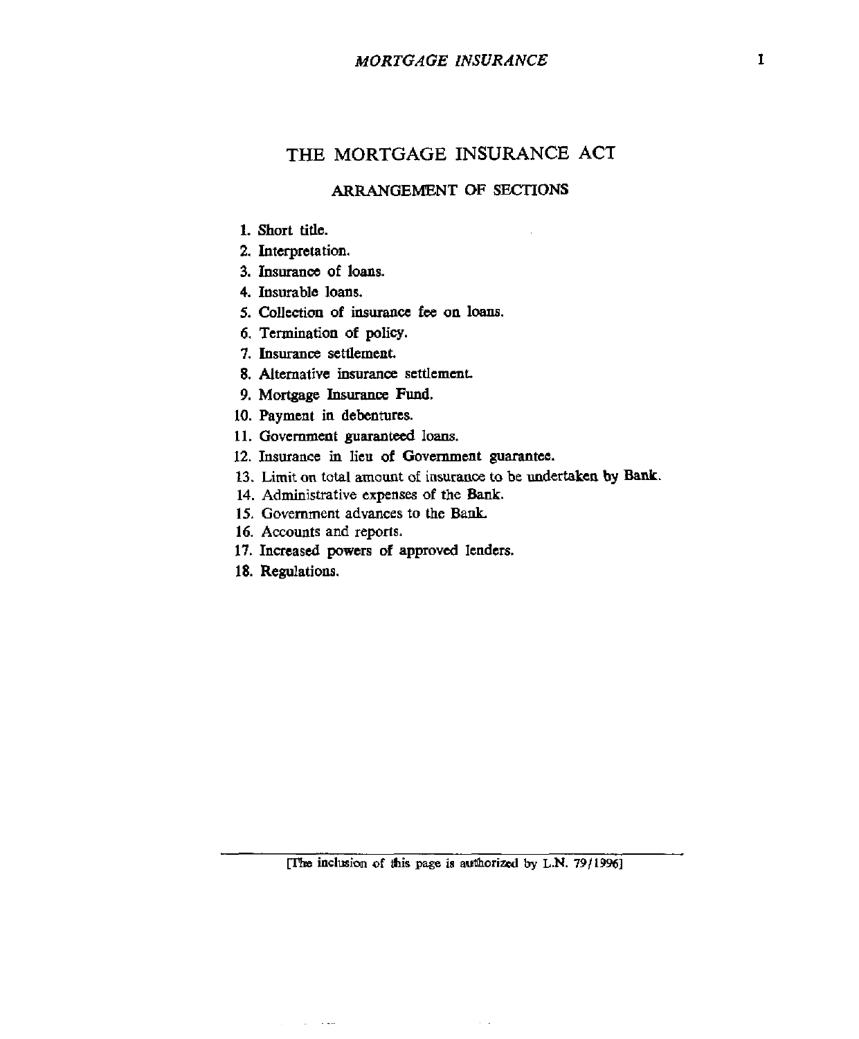# THE MORTGAGE INSURANCE ACT

## ARRANGEMENT OF SECTIONS

1. Short title.
2. Interpretation.
3. Insurance of loans.
4. Insurable loans.
5. Collection of insurance fee on loans.
6. Termination of policy.
7. Insurance settlement.
8. Alternative insurance settlement.
9. Mortgage Insurance Fund.
10. Payment in debentures.
11. Government guaranteed loans.
12. Insurance in lieu of Government guarantee.
13. Limit on total amount of insurance to be undertaken by Bank.
14. Administrative expenses of the Bank.
15. Government advances to the Bank.
16. Accounts and reports.
17. Increased powers of approved lenders.
18. Regulations.

[The inclusion of this page is authorized by L.N. 79/1996]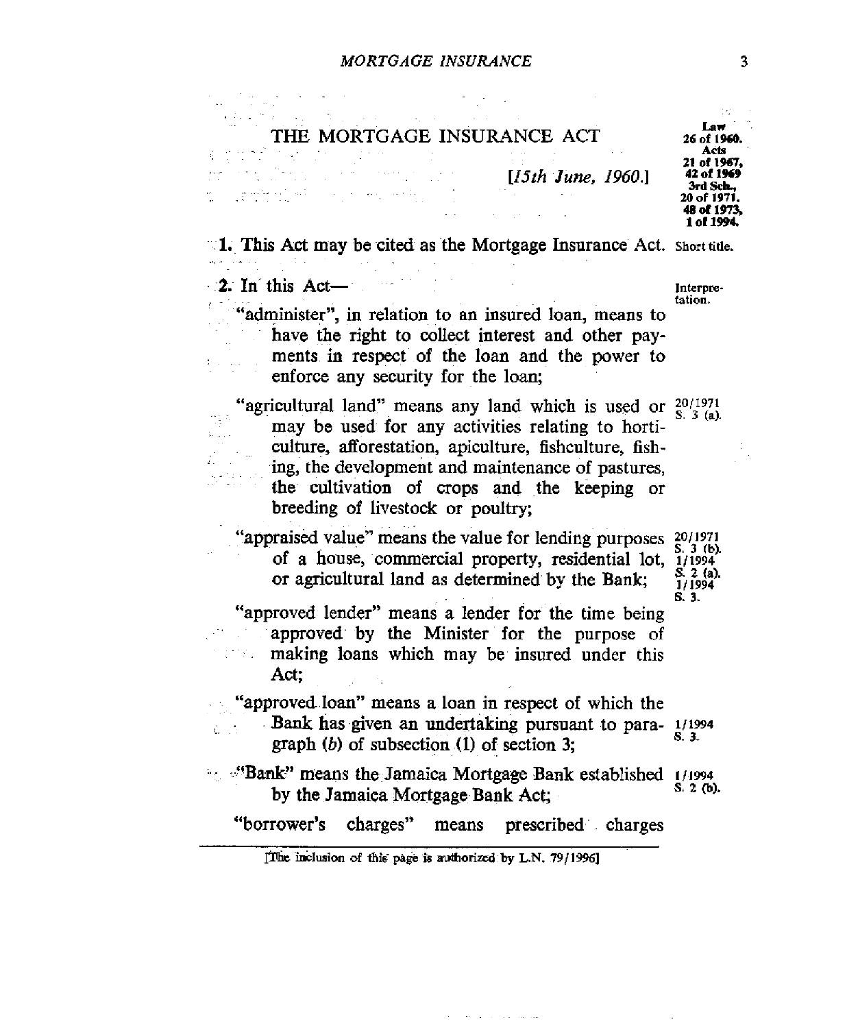# THE MORTGAGE INSURANCE ACT

Law 26 of 1960. Acts 21 of 1967, 42 of 1969 3rd Sch., 20 of 1971, 48 of 1973, 1 of 1994.

[*15th June, 1960.*]

**1.** This Act may be cited as the Mortgage Insurance Act. *Short title.*

**2.** In this Act— *Interpretation.*

"administer", in relation to an insured loan, means to have the right to collect interest and other payments in respect of the loan and the power to enforce any security for the loan;

"agricultural land" means any land which is used or may be used for any activities relating to horticulture, afforestation, apiculture, fishculture, fishing, the development and maintenance of pastures, the cultivation of crops and the keeping or breeding of livestock or poultry; *20/1971 S. 3 (a).*

"appraised value" means the value for lending purposes of a house, commercial property, residential lot, or agricultural land as determined by the Bank; *20/1971 S. 3 (b). 1/1994 S. 2 (a). 1/1994 S. 3.*

"approved lender" means a lender for the time being approved by the Minister for the purpose of making loans which may be insured under this Act;

"approved loan" means a loan in respect of which the Bank has given an undertaking pursuant to paragraph (*b*) of subsection (1) of section 3; *1/1994 S. 3.*

"Bank" means the Jamaica Mortgage Bank established by the Jamaica Mortgage Bank Act; *1/1994 S. 2 (b).*

"borrower's charges" means prescribed charges

[The inclusion of this page is authorized by L.N. 79/1996]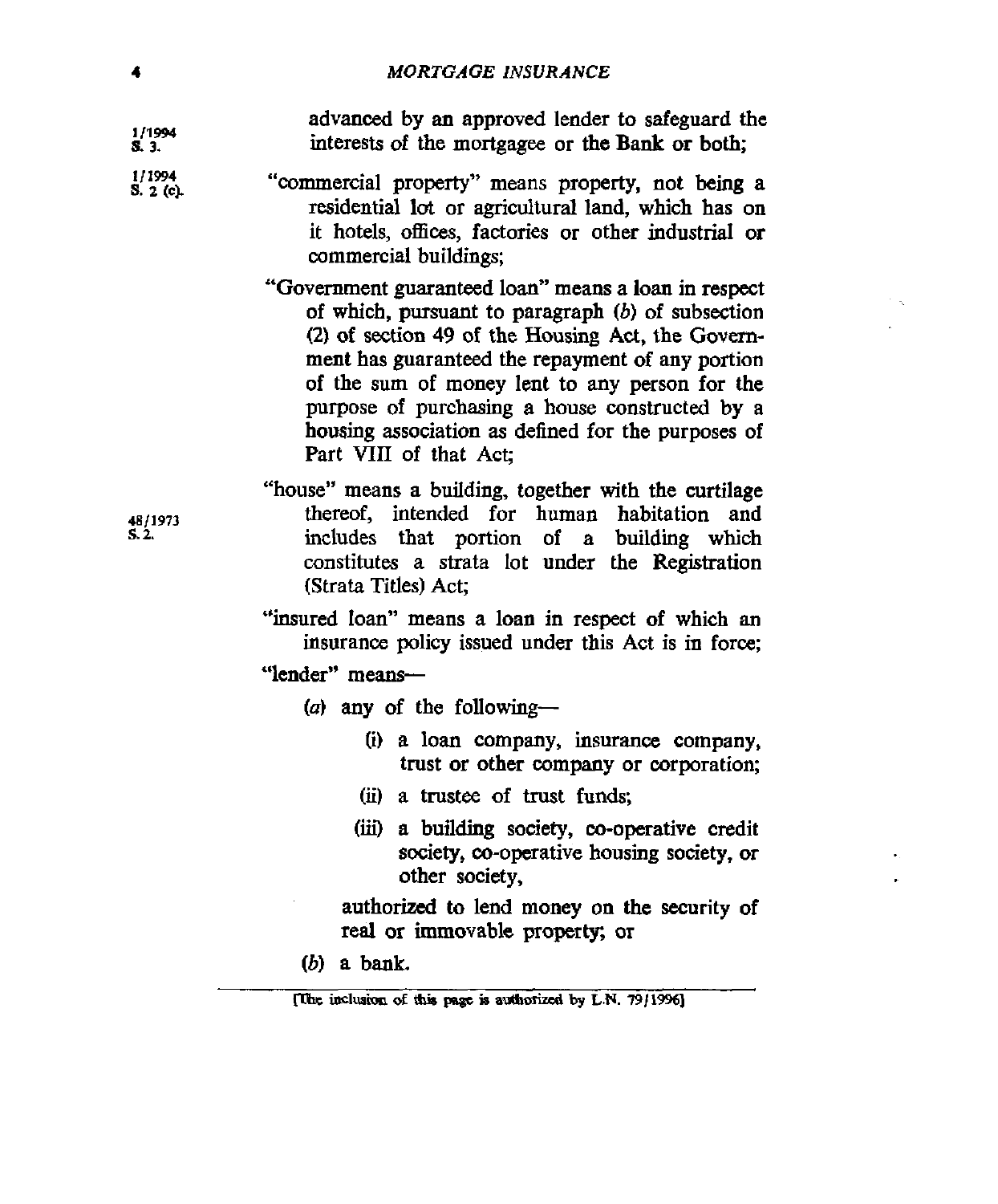advanced by an approved lender to safeguard the interests of the mortgagee or the Bank or both;

1/1994 S. 3.

1/1994 S. 2 (c).

"commercial property" means property, not being a residential lot or agricultural land, which has on it hotels, offices, factories or other industrial or commercial buildings;

"Government guaranteed loan" means a loan in respect of which, pursuant to paragraph (*b*) of subsection (2) of section 49 of the Housing Act, the Government has guaranteed the repayment of any portion of the sum of money lent to any person for the purpose of purchasing a house constructed by a housing association as defined for the purposes of Part VIII of that Act;

48/1973 S. 2.

"house" means a building, together with the curtilage thereof, intended for human habitation and includes that portion of a building which constitutes a strata lot under the Registration (Strata Titles) Act;

"insured loan" means a loan in respect of which an insurance policy issued under this Act is in force;

"lender" means—

(*a*) any of the following—

(i) a loan company, insurance company, trust or other company or corporation;

(ii) a trustee of trust funds;

(iii) a building society, co-operative credit society, co-operative housing society, or other society,

authorized to lend money on the security of real or immovable property; or

(*b*) a bank.

[The inclusion of this page is authorized by L.N. 79/1996]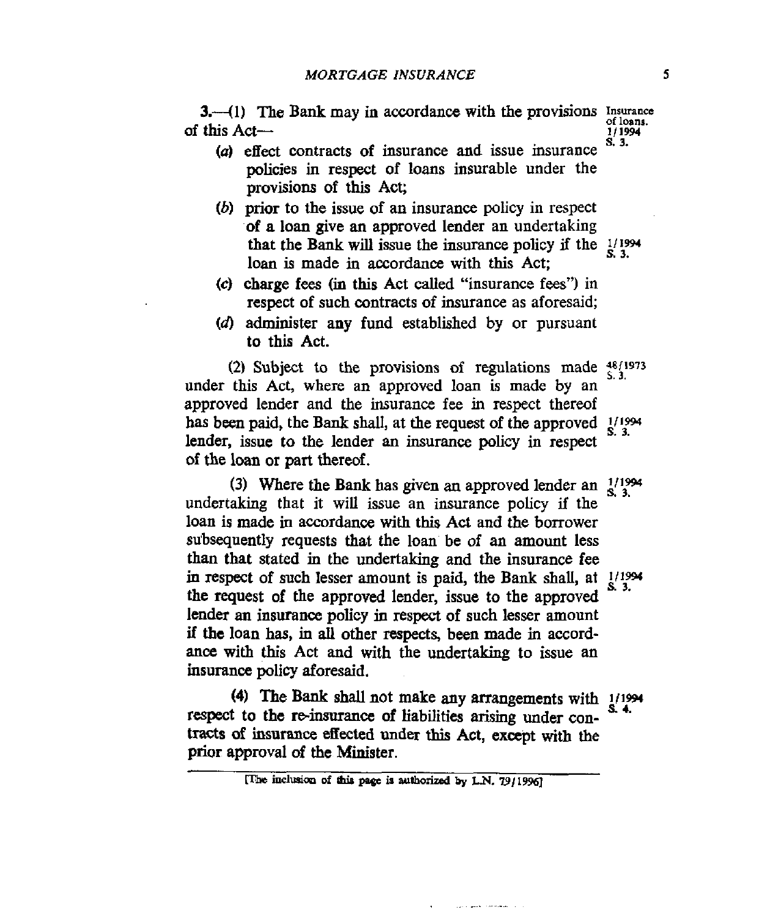**3.**—(1) The Bank may in accordance with the provisions of this Act—

Insurance of loans. 1/1994 S. 3.

(*a*) effect contracts of insurance and issue insurance policies in respect of loans insurable under the provisions of this Act;

(*b*) prior to the issue of an insurance policy in respect of a loan give an approved lender an undertaking that the Bank will issue the insurance policy if the loan is made in accordance with this Act; 1/1994 S. 3.

(*c*) charge fees (in this Act called "insurance fees") in respect of such contracts of insurance as aforesaid;

(*d*) administer any fund established by or pursuant to this Act.

(2) Subject to the provisions of regulations made under this Act, where an approved loan is made by an approved lender and the insurance fee in respect thereof has been paid, the Bank shall, at the request of the approved lender, issue to the lender an insurance policy in respect of the loan or part thereof. 48/1973 S. 3. 1/1994 S. 3.

(3) Where the Bank has given an approved lender an undertaking that it will issue an insurance policy if the loan is made in accordance with this Act and the borrower subsequently requests that the loan be of an amount less than that stated in the undertaking and the insurance fee in respect of such lesser amount is paid, the Bank shall, at the request of the approved lender, issue to the approved lender an insurance policy in respect of such lesser amount if the loan has, in all other respects, been made in accordance with this Act and with the undertaking to issue an insurance policy aforesaid. 1/1994 S. 3. 1/1994 S. 3.

(4) The Bank shall not make any arrangements with respect to the re-insurance of liabilities arising under contracts of insurance effected under this Act, except with the prior approval of the Minister. 1/1994 S. 4.

[The inclusion of this page is authorized by L.N. 79/1996]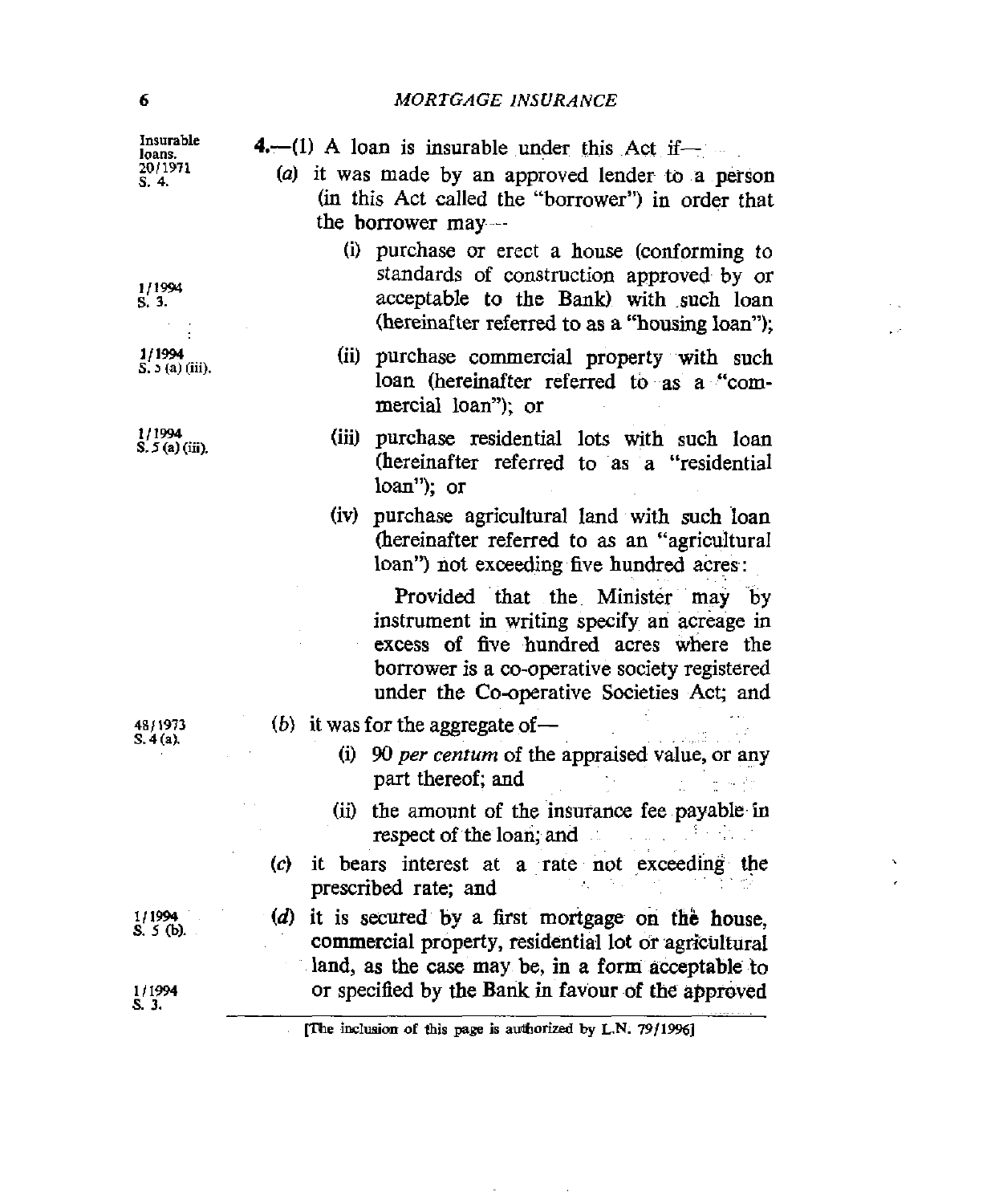Insurable loans. 20/1971 S. 4.

**4.**—(1) A loan is insurable under this Act if—

(*a*) it was made by an approved lender to a person (in this Act called the "borrower") in order that the borrower may—

1/1994 S. 3.

(i) purchase or erect a house (conforming to standards of construction approved by or acceptable to the Bank) with such loan (hereinafter referred to as a "housing loan");

1/1994 S. 5 (a) (iii).

(ii) purchase commercial property with such loan (hereinafter referred to as a "commercial loan"); or

1/1994 S. 5 (a) (iii).

(iii) purchase residential lots with such loan (hereinafter referred to as a "residential loan"); or

(iv) purchase agricultural land with such loan (hereinafter referred to as an "agricultural loan") not exceeding five hundred acres:

Provided that the Minister may by instrument in writing specify an acreage in excess of five hundred acres where the borrower is a co-operative society registered under the Co-operative Societies Act; and

48/1973 S. 4 (a).

(*b*) it was for the aggregate of—

(i) 90 *per centum* of the appraised value, or any part thereof; and

(ii) the amount of the insurance fee payable in respect of the loan; and

(*c*) it bears interest at a rate not exceeding the prescribed rate; and

1/1994 S. 5 (b).

1/1994 S. 3.

(*d*) it is secured by a first mortgage on the house, commercial property, residential lot or agricultural land, as the case may be, in a form acceptable to or specified by the Bank in favour of the approved

[The inclusion of this page is authorized by L.N. 79/1996]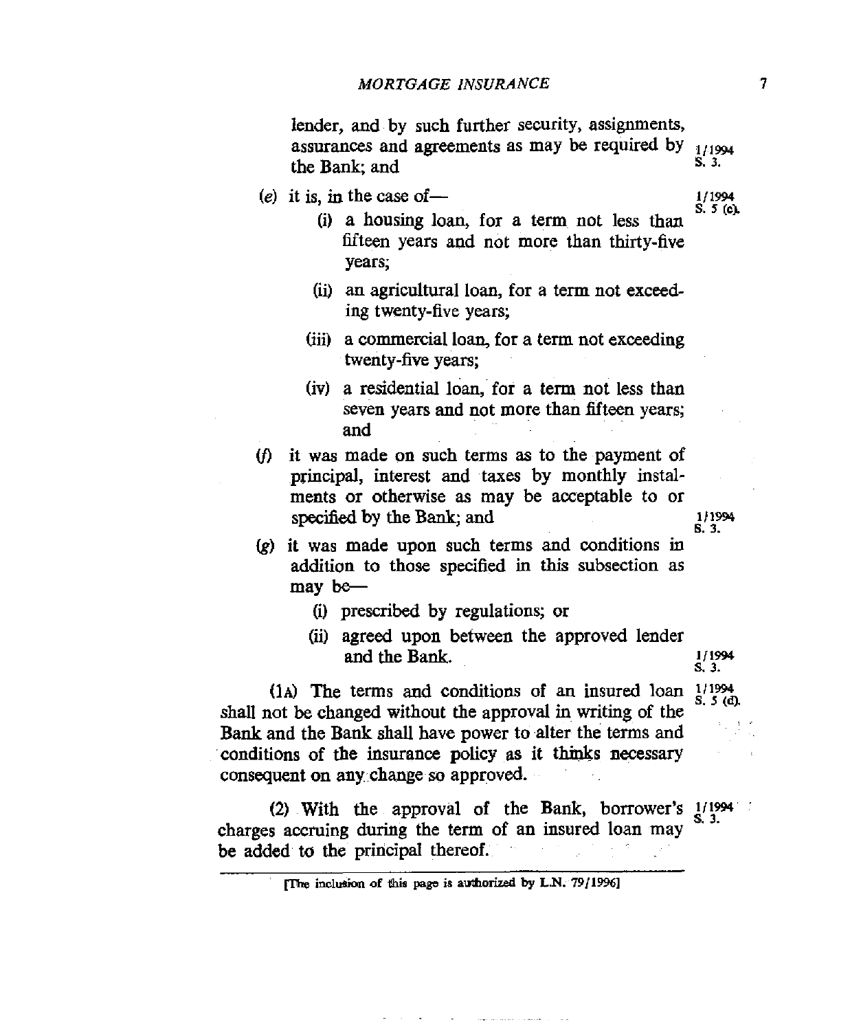lender, and by such further security, assignments, assurances and agreements as may be required by the Bank; and

1/1994 S. 3.

(e) it is, in the case of—

1/1994 S. 5 (c).

(i) a housing loan, for a term not less than fifteen years and not more than thirty-five years;

(ii) an agricultural loan, for a term not exceeding twenty-five years;

(iii) a commercial loan, for a term not exceeding twenty-five years;

(iv) a residential loan, for a term not less than seven years and not more than fifteen years; and

(f) it was made on such terms as to the payment of principal, interest and taxes by monthly instalments or otherwise as may be acceptable to or specified by the Bank; and

1/1994 S. 3.

(g) it was made upon such terms and conditions in addition to those specified in this subsection as may be—

(i) prescribed by regulations; or

(ii) agreed upon between the approved lender and the Bank.

1/1994 S. 3.

(1A) The terms and conditions of an insured loan shall not be changed without the approval in writing of the Bank and the Bank shall have power to alter the terms and conditions of the insurance policy as it thinks necessary consequent on any change so approved.

1/1994 S. 5 (d).

(2) With the approval of the Bank, borrower's charges accruing during the term of an insured loan may be added to the principal thereof.

1/1994 S. 3.

[The inclusion of this page is authorized by L.N. 79/1996]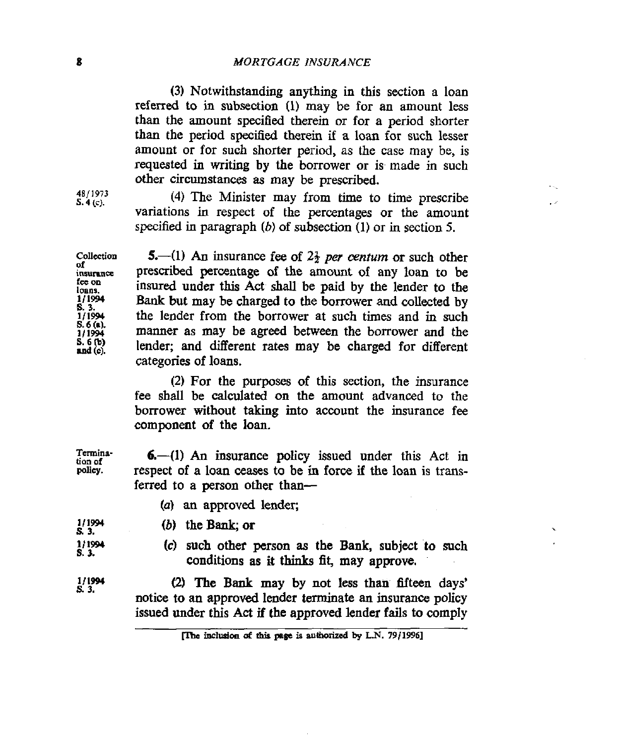(3) Notwithstanding anything in this section a loan referred to in subsection (1) may be for an amount less than the amount specified therein or for a period shorter than the period specified therein if a loan for such lesser amount or for such shorter period, as the case may be, is requested in writing by the borrower or is made in such other circumstances as may be prescribed.

48/1973 S. 4 (c).

(4) The Minister may from time to time prescribe variations in respect of the percentages or the amount specified in paragraph (*b*) of subsection (1) or in section 5.

Collection of insurance fee on loans. 1/1994 S. 3. 1/1994 S. 6 (a). 1/1994 S. 6 (b) and (c).

**5.**—(1) An insurance fee of $2\frac{1}{2}$ *per centum* or such other prescribed percentage of the amount of any loan to be insured under this Act shall be paid by the lender to the Bank but may be charged to the borrower and collected by the lender from the borrower at such times and in such manner as may be agreed between the borrower and the lender; and different rates may be charged for different categories of loans.

(2) For the purposes of this section, the insurance fee shall be calculated on the amount advanced to the borrower without taking into account the insurance fee component of the loan.

Termination of policy.

**6.**—(1) An insurance policy issued under this Act in respect of a loan ceases to be in force if the loan is transferred to a person other than—

(*a*) an approved lender;

1/1994 S. 3.

(*b*) the Bank; or

1/1994 S. 3.

(*c*) such other person as the Bank, subject to such conditions as it thinks fit, may approve.

1/1994 S. 3.

(2) The Bank may by not less than fifteen days' notice to an approved lender terminate an insurance policy issued under this Act if the approved lender fails to comply

[The inclusion of this page is authorized by L.N. 79/1996]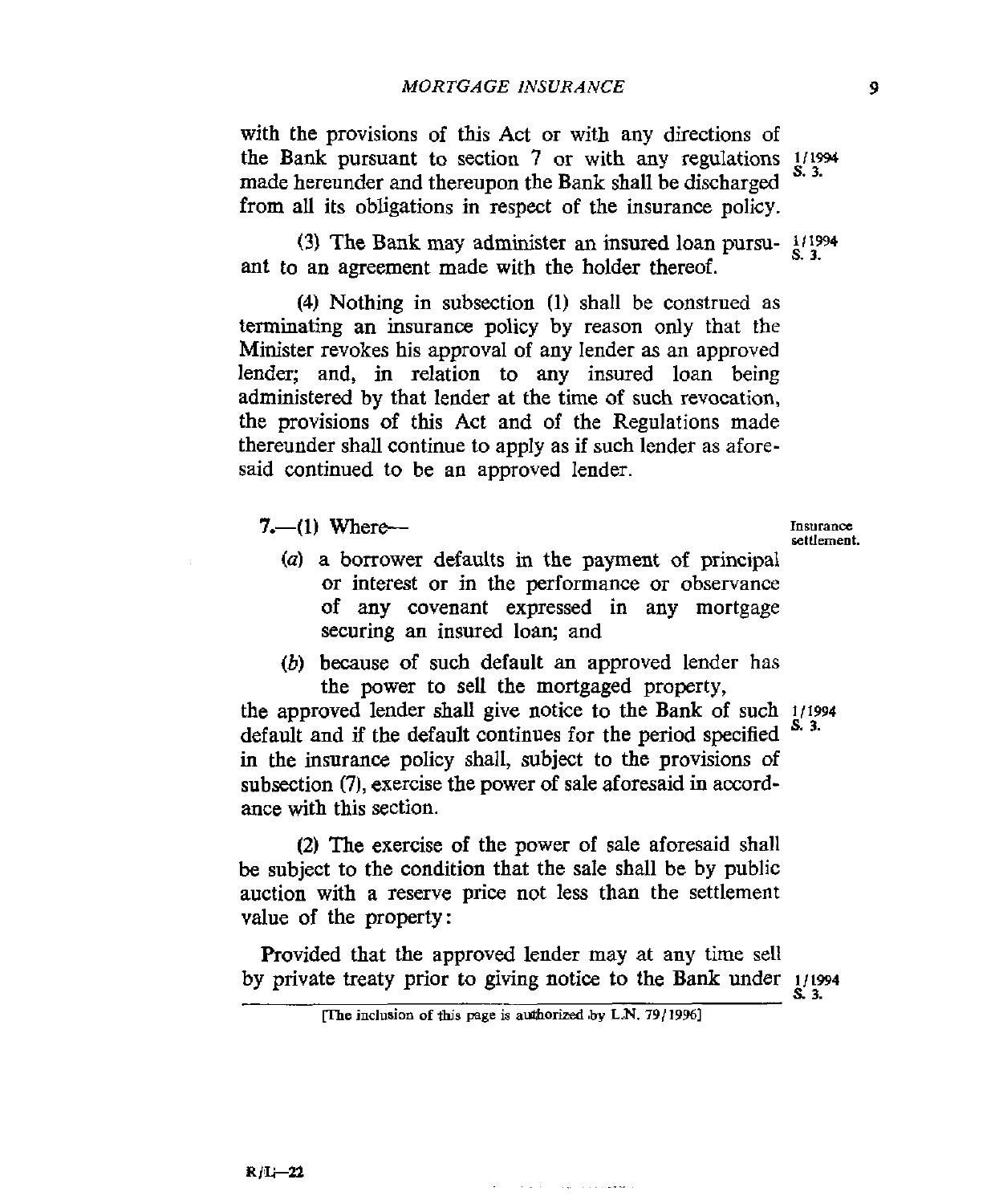with the provisions of this Act or with any directions of the Bank pursuant to section 7 or with any regulations made hereunder and thereupon the Bank shall be discharged from all its obligations in respect of the insurance policy. 1/1994 S. 3.

(3) The Bank may administer an insured loan pursuant to an agreement made with the holder thereof. 1/1994 S. 3.

(4) Nothing in subsection (1) shall be construed as terminating an insurance policy by reason only that the Minister revokes his approval of any lender as an approved lender; and, in relation to any insured loan being administered by that lender at the time of such revocation, the provisions of this Act and of the Regulations made thereunder shall continue to apply as if such lender as aforesaid continued to be an approved lender.

**Insurance settlement.**

7.—(1) Where—

(*a*) a borrower defaults in the payment of principal or interest or in the performance or observance of any covenant expressed in any mortgage securing an insured loan; and

(*b*) because of such default an approved lender has the power to sell the mortgaged property,

the approved lender shall give notice to the Bank of such default and if the default continues for the period specified in the insurance policy shall, subject to the provisions of subsection (7), exercise the power of sale aforesaid in accordance with this section. 1/1994 S. 3.

(2) The exercise of the power of sale aforesaid shall be subject to the condition that the sale shall be by public auction with a reserve price not less than the settlement value of the property:

Provided that the approved lender may at any time sell by private treaty prior to giving notice to the Bank under 1/1994 S. 3.

[The inclusion of this page is authorized by L.N. 79/1996]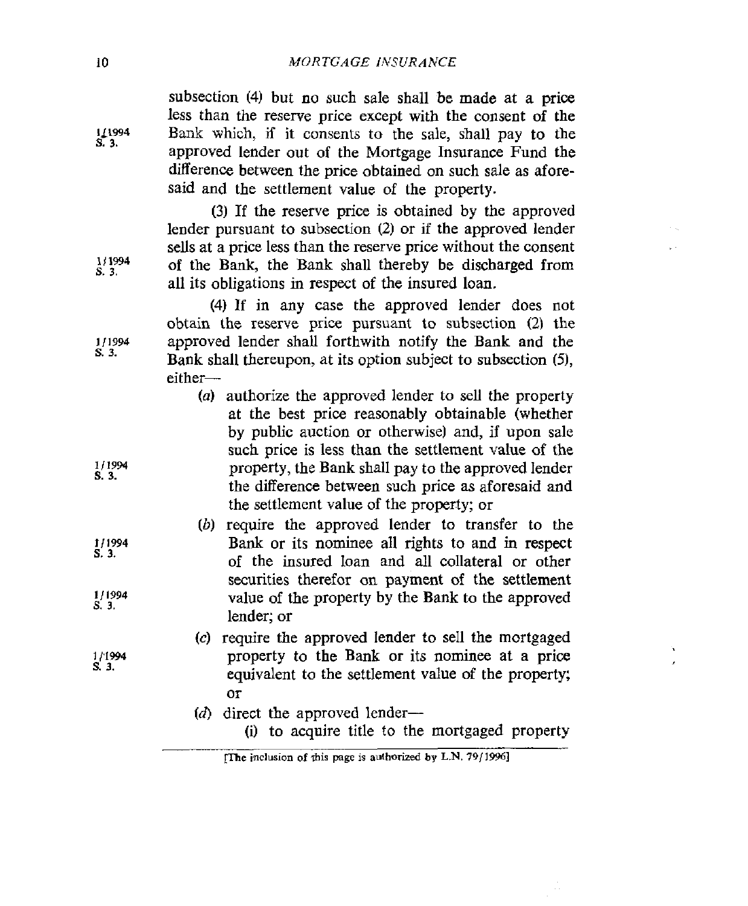subsection (4) but no such sale shall be made at a price less than the reserve price except with the consent of the Bank which, if it consents to the sale, shall pay to the approved lender out of the Mortgage Insurance Fund the difference between the price obtained on such sale as aforesaid and the settlement value of the property.

1/1994 S. 3.

(3) If the reserve price is obtained by the approved lender pursuant to subsection (2) or if the approved lender sells at a price less than the reserve price without the consent of the Bank, the Bank shall thereby be discharged from all its obligations in respect of the insured loan.

1/1994 S. 3.

(4) If in any case the approved lender does not obtain the reserve price pursuant to subsection (2) the approved lender shall forthwith notify the Bank and the Bank shall thereupon, at its option subject to subsection (5), either—

1/1994 S. 3.

(*a*) authorize the approved lender to sell the property at the best price reasonably obtainable (whether by public auction or otherwise) and, if upon sale such price is less than the settlement value of the property, the Bank shall pay to the approved lender the difference between such price as aforesaid and the settlement value of the property; or

1/1994 S. 3.

(*b*) require the approved lender to transfer to the Bank or its nominee all rights to and in respect of the insured loan and all collateral or other securities therefor on payment of the settlement value of the property by the Bank to the approved lender; or

1/1994 S. 3.

1/1994 S. 3.

(*c*) require the approved lender to sell the mortgaged property to the Bank or its nominee at a price equivalent to the settlement value of the property; or

1/1994 S. 3.

(*d*) direct the approved lender—

(i) to acquire title to the mortgaged property

[The inclusion of this page is authorized by L.N. 79/1996]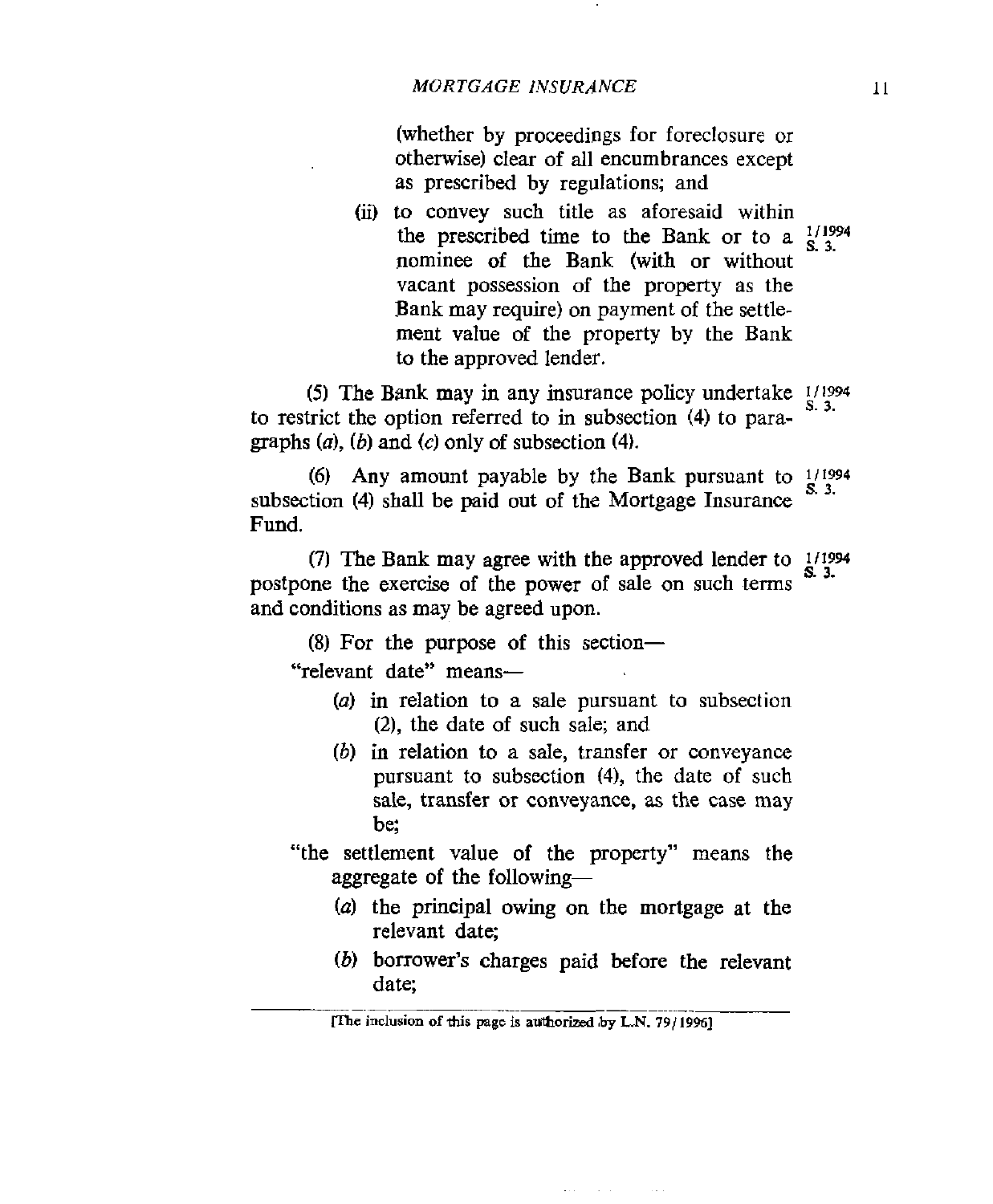(whether by proceedings for foreclosure or otherwise) clear of all encumbrances except as prescribed by regulations; and

(ii) to convey such title as aforesaid within the prescribed time to the Bank or to a nominee of the Bank (with or without vacant possession of the property as the Bank may require) on payment of the settlement value of the property by the Bank to the approved lender. 1/1994 S. 3.

(5) The Bank may in any insurance policy undertake to restrict the option referred to in subsection (4) to paragraphs (*a*), (*b*) and (*c*) only of subsection (4). 1/1994 S. 3.

(6) Any amount payable by the Bank pursuant to subsection (4) shall be paid out of the Mortgage Insurance Fund. 1/1994 S. 3.

(7) The Bank may agree with the approved lender to postpone the exercise of the power of sale on such terms and conditions as may be agreed upon. 1/1994 S. 3.

(8) For the purpose of this section—

"relevant date" means—

(*a*) in relation to a sale pursuant to subsection (2), the date of such sale; and

(*b*) in relation to a sale, transfer or conveyance pursuant to subsection (4), the date of such sale, transfer or conveyance, as the case may be;

"the settlement value of the property" means the aggregate of the following—

(*a*) the principal owing on the mortgage at the relevant date;

(*b*) borrower's charges paid before the relevant date;

[The inclusion of this page is authorized by L.N. 79/1996]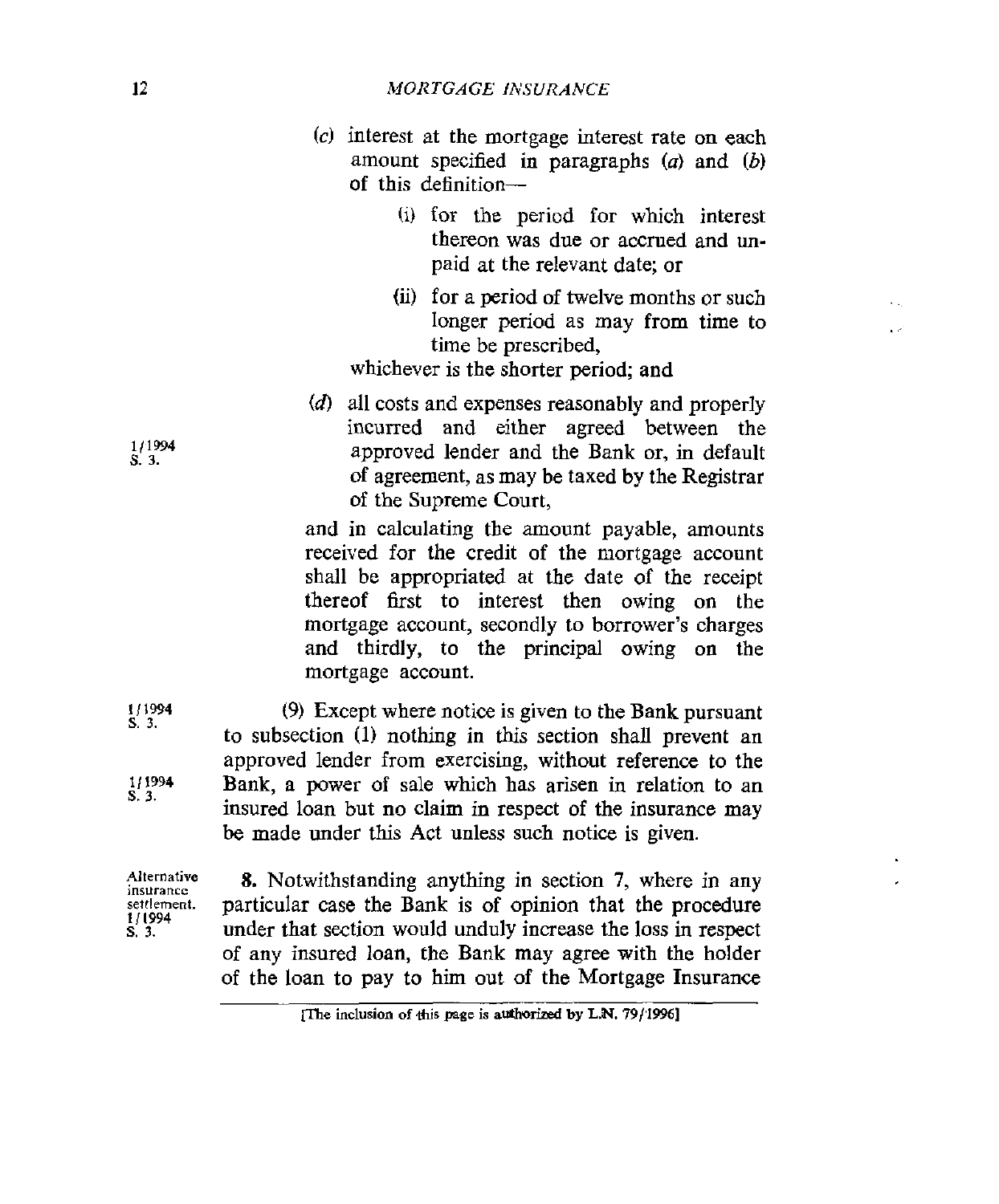(c) interest at the mortgage interest rate on each amount specified in paragraphs (a) and (b) of this definition—

(i) for the period for which interest thereon was due or accrued and unpaid at the relevant date; or

(ii) for a period of twelve months or such longer period as may from time to time be prescribed,

whichever is the shorter period; and

(d) all costs and expenses reasonably and properly incurred and either agreed between the approved lender and the Bank or, in default of agreement, as may be taxed by the Registrar of the Supreme Court,

1/1994 S. 3.

and in calculating the amount payable, amounts received for the credit of the mortgage account shall be appropriated at the date of the receipt thereof first to interest then owing on the mortgage account, secondly to borrower's charges and thirdly, to the principal owing on the mortgage account.

1/1994 S. 3.
1/1994 S. 3.

(9) Except where notice is given to the Bank pursuant to subsection (1) nothing in this section shall prevent an approved lender from exercising, without reference to the Bank, a power of sale which has arisen in relation to an insured loan but no claim in respect of the insurance may be made under this Act unless such notice is given.

Alternative insurance settlement. 1/1994 S. 3.

**8.** Notwithstanding anything in section 7, where in any particular case the Bank is of opinion that the procedure under that section would unduly increase the loss in respect of any insured loan, the Bank may agree with the holder of the loan to pay to him out of the Mortgage Insurance

[The inclusion of this page is authorized by L.N. 79/1996]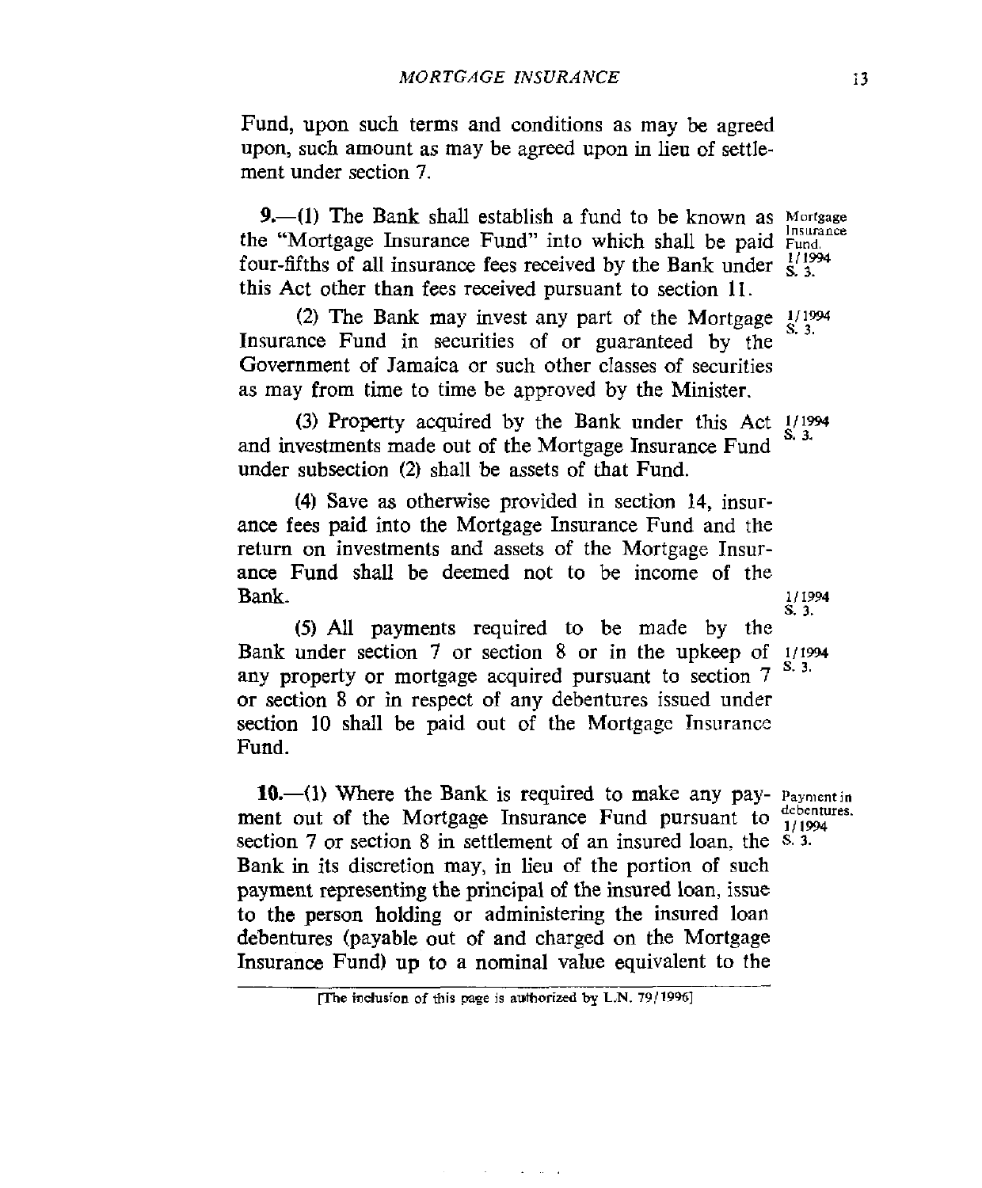Fund, upon such terms and conditions as may be agreed upon, such amount as may be agreed upon in lieu of settlement under section 7.

**9.**—(1) The Bank shall establish a fund to be known as the "Mortgage Insurance Fund" into which shall be paid four-fifths of all insurance fees received by the Bank under this Act other than fees received pursuant to section 11.

*Mortgage Insurance Fund. 1/1994 S. 3.*

(2) The Bank may invest any part of the Mortgage Insurance Fund in securities of or guaranteed by the Government of Jamaica or such other classes of securities as may from time to time be approved by the Minister.

*1/1994 S. 3.*

(3) Property acquired by the Bank under this Act and investments made out of the Mortgage Insurance Fund under subsection (2) shall be assets of that Fund.

*1/1994 S. 3.*

(4) Save as otherwise provided in section 14, insurance fees paid into the Mortgage Insurance Fund and the return on investments and assets of the Mortgage Insurance Fund shall be deemed not to be income of the Bank.

*1/1994 S. 3.*

(5) All payments required to be made by the Bank under section 7 or section 8 or in the upkeep of any property or mortgage acquired pursuant to section 7 or section 8 or in respect of any debentures issued under section 10 shall be paid out of the Mortgage Insurance Fund.

*1/1994 S. 3.*

**10.**—(1) Where the Bank is required to make any payment out of the Mortgage Insurance Fund pursuant to section 7 or section 8 in settlement of an insured loan, the Bank in its discretion may, in lieu of the portion of such payment representing the principal of the insured loan, issue to the person holding or administering the insured loan debentures (payable out of and charged on the Mortgage Insurance Fund) up to a nominal value equivalent to the

*Payment in debentures. 1/1994 S. 3.*

[The inclusion of this page is authorized by L.N. 79/1996]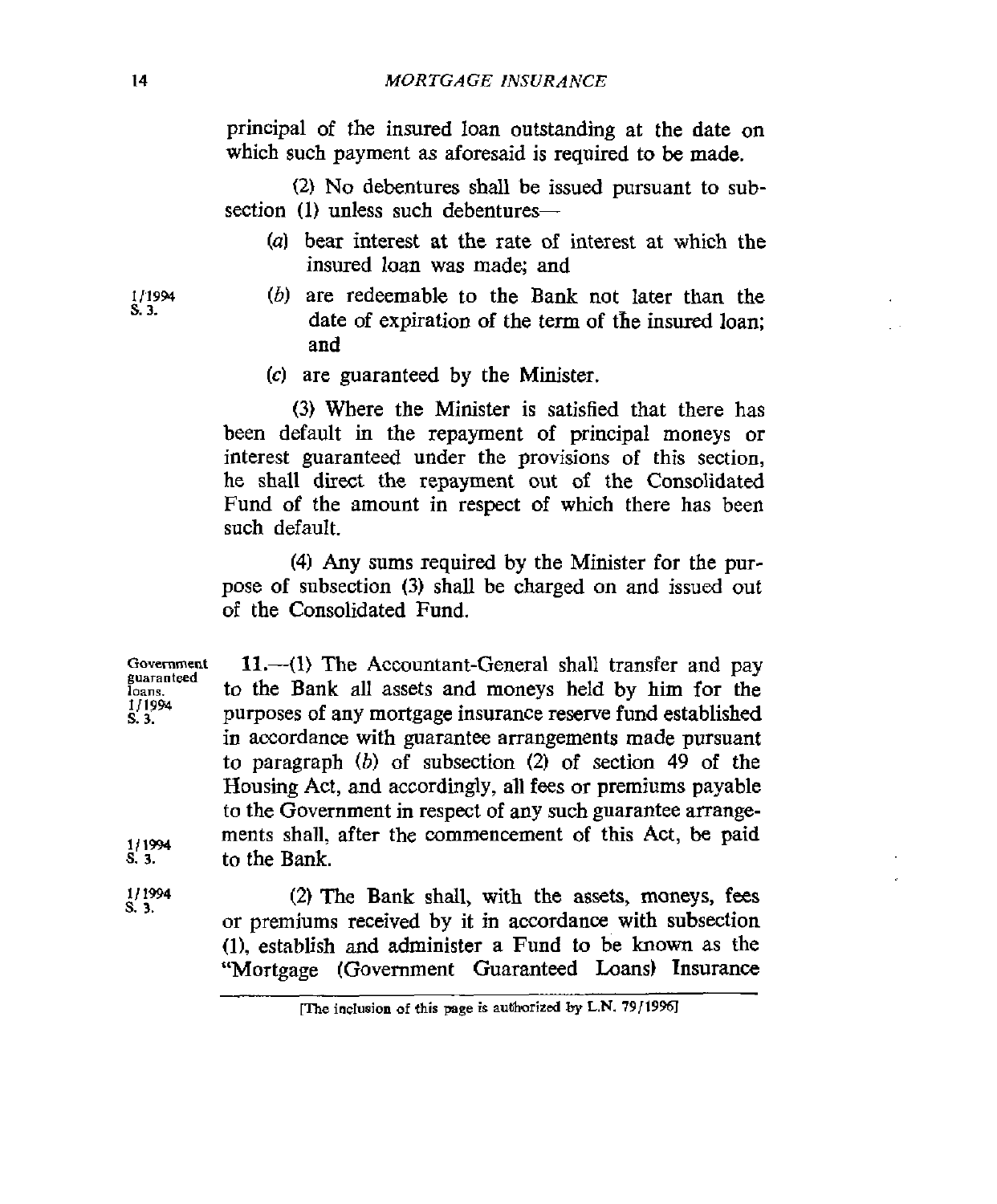principal of the insured loan outstanding at the date on which such payment as aforesaid is required to be made.

(2) No debentures shall be issued pursuant to subsection (1) unless such debentures—

(a) bear interest at the rate of interest at which the insured loan was made; and

1/1994 S. 3.

(b) are redeemable to the Bank not later than the date of expiration of the term of the insured loan; and

(c) are guaranteed by the Minister.

(3) Where the Minister is satisfied that there has been default in the repayment of principal moneys or interest guaranteed under the provisions of this section, he shall direct the repayment out of the Consolidated Fund of the amount in respect of which there has been such default.

(4) Any sums required by the Minister for the purpose of subsection (3) shall be charged on and issued out of the Consolidated Fund.

Government guaranteed loans. 1/1994 S. 3.

**11.**—(1) The Accountant-General shall transfer and pay to the Bank all assets and moneys held by him for the purposes of any mortgage insurance reserve fund established in accordance with guarantee arrangements made pursuant to paragraph (b) of subsection (2) of section 49 of the Housing Act, and accordingly, all fees or premiums payable to the Government in respect of any such guarantee arrangements shall, after the commencement of this Act, be paid to the Bank.

1/1994 S. 3.

1/1994 S. 3.

(2) The Bank shall, with the assets, moneys, fees or premiums received by it in accordance with subsection (1), establish and administer a Fund to be known as the "Mortgage (Government Guaranteed Loans) Insurance

[The inclusion of this page is authorized by L.N. 79/1996]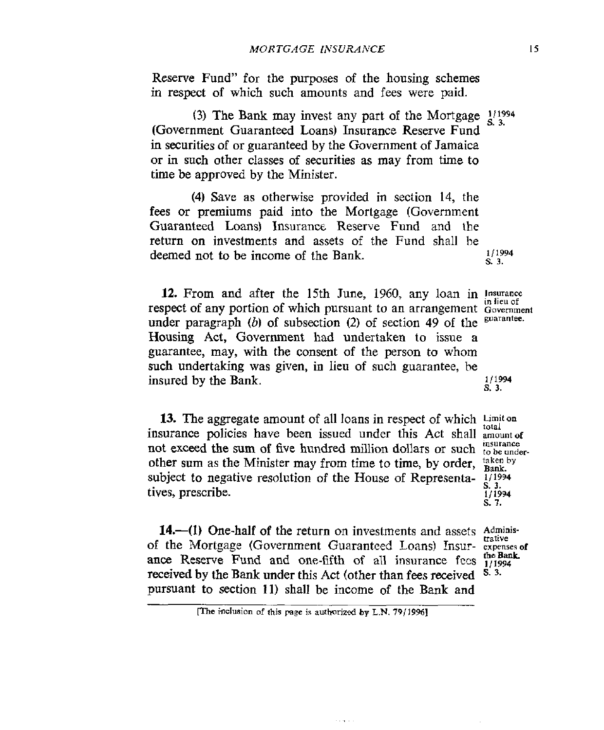Reserve Fund" for the purposes of the housing schemes in respect of which such amounts and fees were paid.

(3) The Bank may invest any part of the Mortgage (Government Guaranteed Loans) Insurance Reserve Fund in securities of or guaranteed by the Government of Jamaica or in such other classes of securities as may from time to time be approved by the Minister. 1/1994 S. 3.

(4) Save as otherwise provided in section 14, the fees or premiums paid into the Mortgage (Government Guaranteed Loans) Insurance Reserve Fund and the return on investments and assets of the Fund shall be deemed not to be income of the Bank. 1/1994 S. 3.

*Insurance in lieu of Government guarantee.*

**12.** From and after the 15th June, 1960, any loan in respect of any portion of which pursuant to an arrangement under paragraph (*b*) of subsection (2) of section 49 of the Housing Act, Government had undertaken to issue a guarantee, may, with the consent of the person to whom such undertaking was given, in lieu of such guarantee, be insured by the Bank. 1/1994 S. 3.

*Limit on total amount of insurance to be undertaken by Bank. 1/1994 S. 3. 1/1994 S. 7.*

**13.** The aggregate amount of all loans in respect of which insurance policies have been issued under this Act shall not exceed the sum of five hundred million dollars or such other sum as the Minister may from time to time, by order, subject to negative resolution of the House of Representatives, prescribe.

*Administrative expenses of the Bank. 1/1994 S. 3.*

**14.**—(1) One-half of the return on investments and assets of the Mortgage (Government Guaranteed Loans) Insurance Reserve Fund and one-fifth of all insurance fees received by the Bank under this Act (other than fees received pursuant to section 11) shall be income of the Bank and

[The inclusion of this page is authorized by L.N. 79/1996]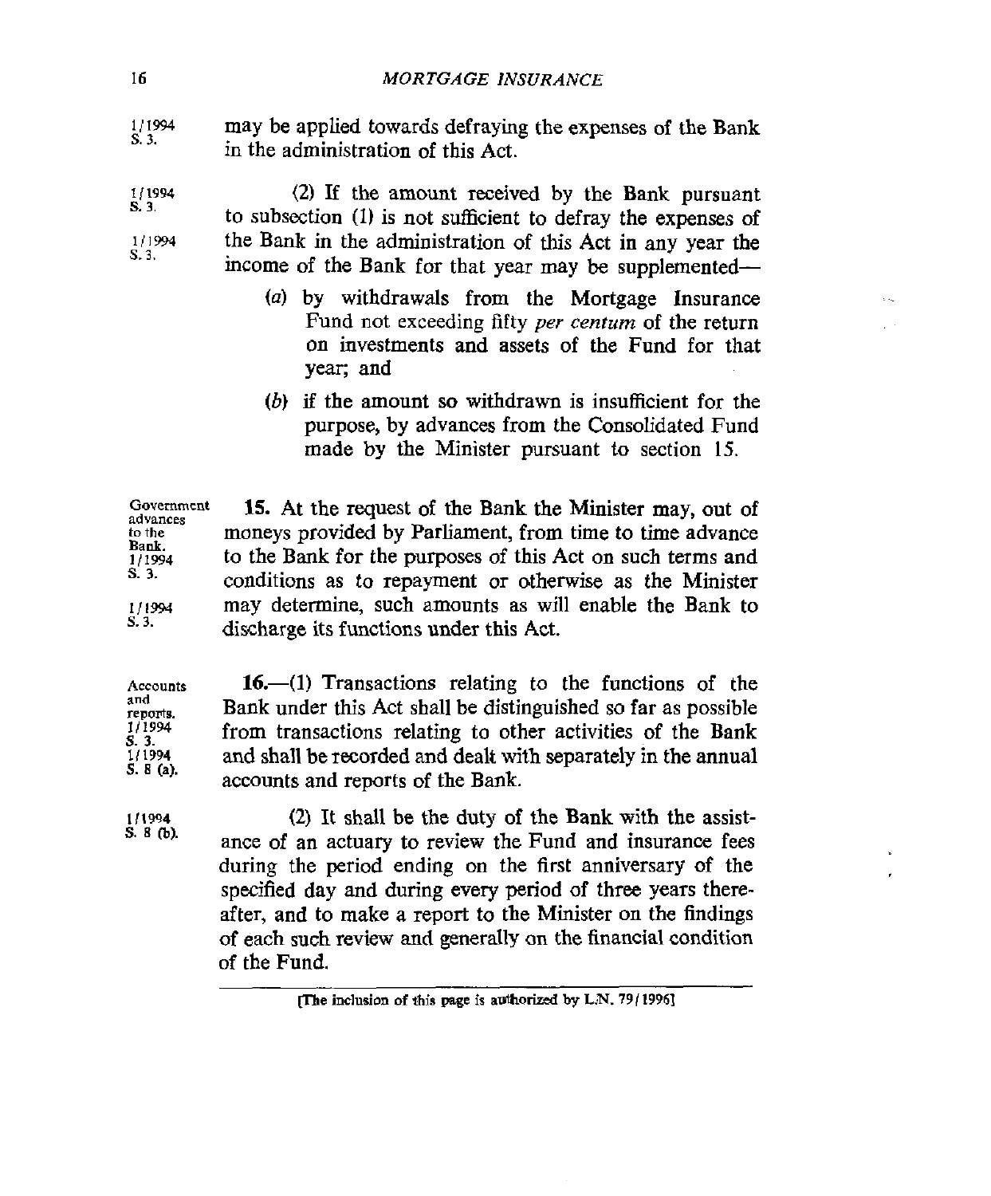1/1994 S. 3.

may be applied towards defraying the expenses of the Bank in the administration of this Act.

1/1994 S. 3. 1/1994 S. 3.

(2) If the amount received by the Bank pursuant to subsection (1) is not sufficient to defray the expenses of the Bank in the administration of this Act in any year the income of the Bank for that year may be supplemented—

(a) by withdrawals from the Mortgage Insurance Fund not exceeding fifty *per centum* of the return on investments and assets of the Fund for that year; and

(b) if the amount so withdrawn is insufficient for the purpose, by advances from the Consolidated Fund made by the Minister pursuant to section 15.

Government advances to the Bank. 1/1994 S. 3. 1/1994 S. 3.

**15.** At the request of the Bank the Minister may, out of moneys provided by Parliament, from time to time advance to the Bank for the purposes of this Act on such terms and conditions as to repayment or otherwise as the Minister may determine, such amounts as will enable the Bank to discharge its functions under this Act.

Accounts and reports. 1/1994 S. 3. 1/1994 S. 8 (a).

**16.**—(1) Transactions relating to the functions of the Bank under this Act shall be distinguished so far as possible from transactions relating to other activities of the Bank and shall be recorded and dealt with separately in the annual accounts and reports of the Bank.

1/1994 S. 8 (b).

(2) It shall be the duty of the Bank with the assistance of an actuary to review the Fund and insurance fees during the period ending on the first anniversary of the specified day and during every period of three years thereafter, and to make a report to the Minister on the findings of each such review and generally on the financial condition of the Fund.

[The inclusion of this page is authorized by L.N. 79/1996]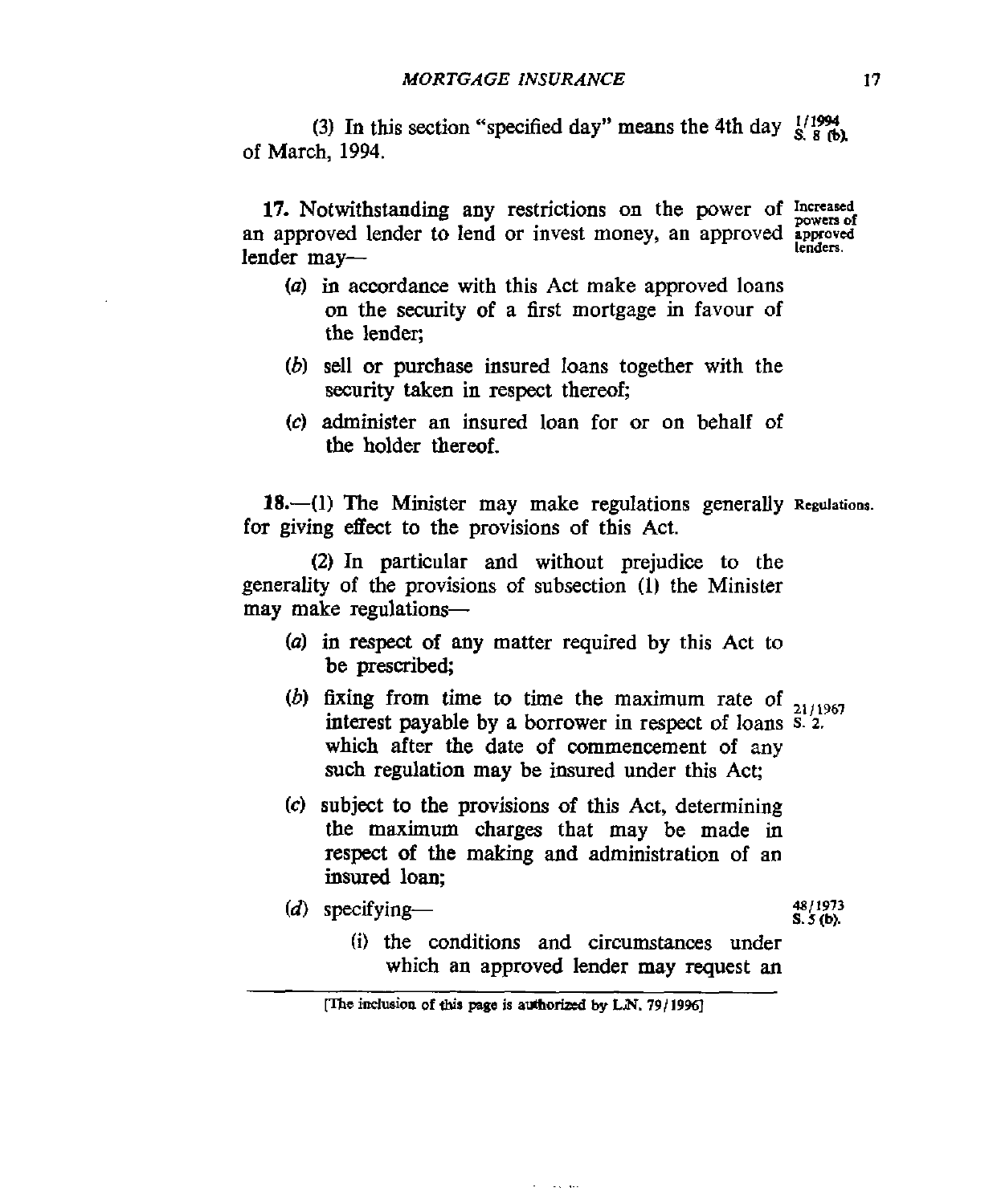(3) In this section "specified day" means the 4th day of March, 1994. 1/1994 S. 8 (b).

**17.** Notwithstanding any restrictions on the power of an approved lender to lend or invest money, an approved lender may— Increased powers of approved lenders.

(*a*) in accordance with this Act make approved loans on the security of a first mortgage in favour of the lender;

(*b*) sell or purchase insured loans together with the security taken in respect thereof;

(*c*) administer an insured loan for or on behalf of the holder thereof.

**18.**—(1) The Minister may make regulations generally for giving effect to the provisions of this Act. Regulations.

(2) In particular and without prejudice to the generality of the provisions of subsection (1) the Minister may make regulations—

(*a*) in respect of any matter required by this Act to be prescribed;

(*b*) fixing from time to time the maximum rate of interest payable by a borrower in respect of loans which after the date of commencement of any such regulation may be insured under this Act; 21/1967 S. 2.

(*c*) subject to the provisions of this Act, determining the maximum charges that may be made in respect of the making and administration of an insured loan;

(*d*) specifying— 48/1973 S. 5 (b).

(i) the conditions and circumstances under which an approved lender may request an

[The inclusion of this page is authorized by L.N. 79/1996]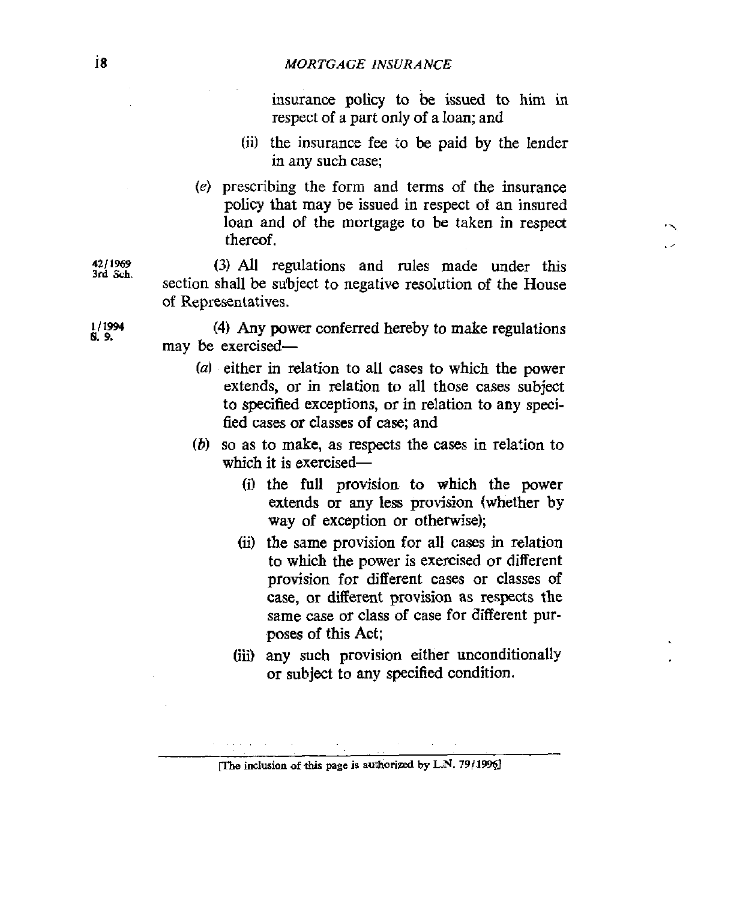insurance policy to be issued to him in respect of a part only of a loan; and

(ii) the insurance fee to be paid by the lender in any such case;

(e) prescribing the form and terms of the insurance policy that may be issued in respect of an insured loan and of the mortgage to be taken in respect thereof.

42/1969 3rd Sch.

(3) All regulations and rules made under this section shall be subject to negative resolution of the House of Representatives.

1/1994 S. 9.

(4) Any power conferred hereby to make regulations may be exercised—

(a) either in relation to all cases to which the power extends, or in relation to all those cases subject to specified exceptions, or in relation to any specified cases or classes of case; and

(b) so as to make, as respects the cases in relation to which it is exercised—

(i) the full provision to which the power extends or any less provision (whether by way of exception or otherwise);

(ii) the same provision for all cases in relation to which the power is exercised or different provision for different cases or classes of case, or different provision as respects the same case or class of case for different purposes of this Act;

(iii) any such provision either unconditionally or subject to any specified condition.

[The inclusion of this page is authorized by L.N. 79/1996]